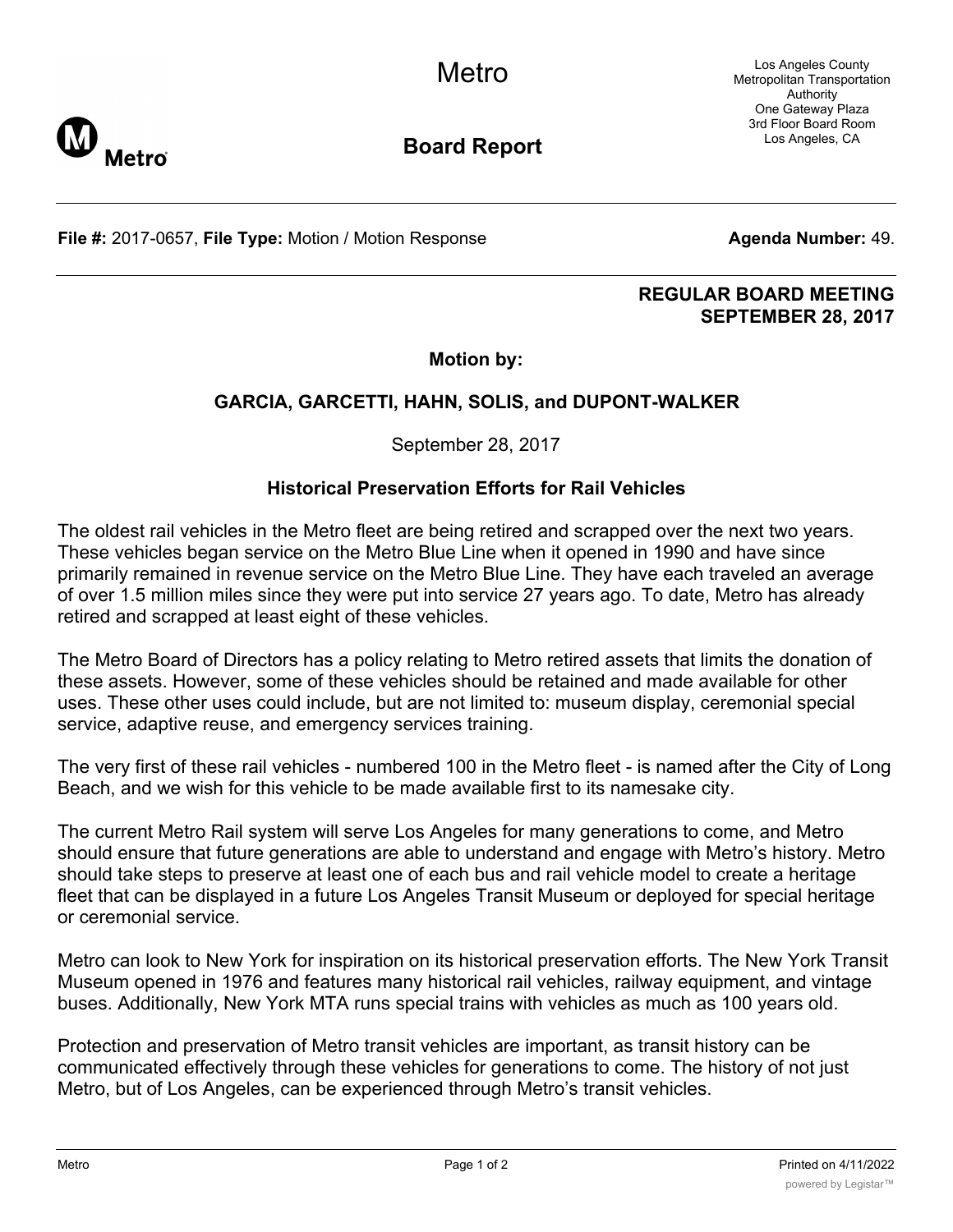# Metro

## Board Report

Los Angeles County Metropolitan Transportation Authority
One Gateway Plaza
3rd Floor Board Room
Los Angeles, CA

**File #:** 2017-0657, **File Type:** Motion / Motion Response **Agenda Number:** 49.

**REGULAR BOARD MEETING**
**SEPTEMBER 28, 2017**

**Motion by:**

**GARCIA, GARCETTI, HAHN, SOLIS, and DUPONT-WALKER**

September 28, 2017

### Historical Preservation Efforts for Rail Vehicles

The oldest rail vehicles in the Metro fleet are being retired and scrapped over the next two years. These vehicles began service on the Metro Blue Line when it opened in 1990 and have since primarily remained in revenue service on the Metro Blue Line. They have each traveled an average of over 1.5 million miles since they were put into service 27 years ago. To date, Metro has already retired and scrapped at least eight of these vehicles.

The Metro Board of Directors has a policy relating to Metro retired assets that limits the donation of these assets. However, some of these vehicles should be retained and made available for other uses. These other uses could include, but are not limited to: museum display, ceremonial special service, adaptive reuse, and emergency services training.

The very first of these rail vehicles - numbered 100 in the Metro fleet - is named after the City of Long Beach, and we wish for this vehicle to be made available first to its namesake city.

The current Metro Rail system will serve Los Angeles for many generations to come, and Metro should ensure that future generations are able to understand and engage with Metro's history. Metro should take steps to preserve at least one of each bus and rail vehicle model to create a heritage fleet that can be displayed in a future Los Angeles Transit Museum or deployed for special heritage or ceremonial service.

Metro can look to New York for inspiration on its historical preservation efforts. The New York Transit Museum opened in 1976 and features many historical rail vehicles, railway equipment, and vintage buses. Additionally, New York MTA runs special trains with vehicles as much as 100 years old.

Protection and preservation of Metro transit vehicles are important, as transit history can be communicated effectively through these vehicles for generations to come. The history of not just Metro, but of Los Angeles, can be experienced through Metro's transit vehicles.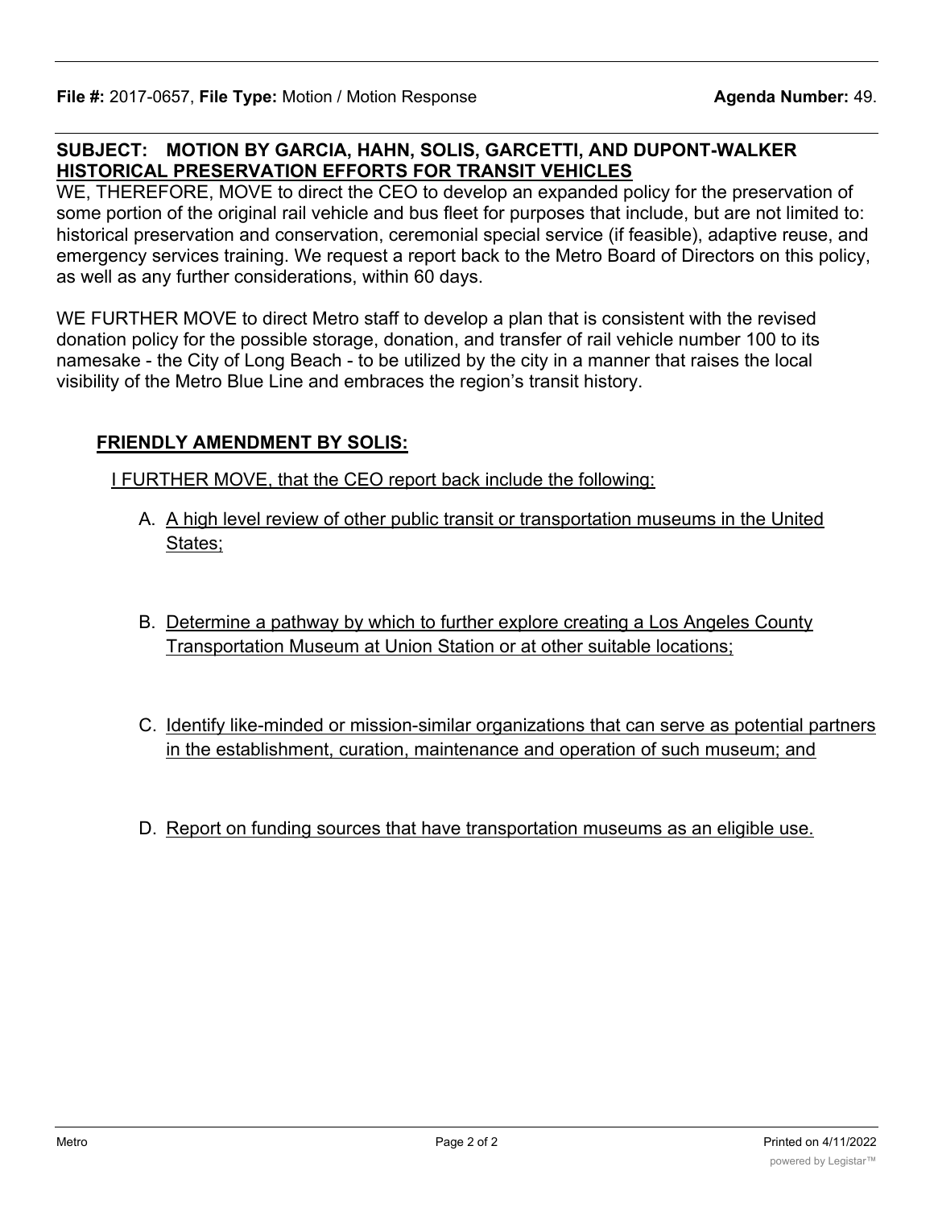**File #:** 2017-0657, **File Type:** Motion / Motion Response **Agenda Number:** 49.

**SUBJECT: MOTION BY GARCIA, HAHN, SOLIS, GARCETTI, AND DUPONT-WALKER HISTORICAL PRESERVATION EFFORTS FOR TRANSIT VEHICLES**

WE, THEREFORE, MOVE to direct the CEO to develop an expanded policy for the preservation of some portion of the original rail vehicle and bus fleet for purposes that include, but are not limited to: historical preservation and conservation, ceremonial special service (if feasible), adaptive reuse, and emergency services training. We request a report back to the Metro Board of Directors on this policy, as well as any further considerations, within 60 days.

WE FURTHER MOVE to direct Metro staff to develop a plan that is consistent with the revised donation policy for the possible storage, donation, and transfer of rail vehicle number 100 to its namesake - the City of Long Beach - to be utilized by the city in a manner that raises the local visibility of the Metro Blue Line and embraces the region's transit history.

**FRIENDLY AMENDMENT BY SOLIS:**

I FURTHER MOVE, that the CEO report back include the following:

A. A high level review of other public transit or transportation museums in the United States;

B. Determine a pathway by which to further explore creating a Los Angeles County Transportation Museum at Union Station or at other suitable locations;

C. Identify like-minded or mission-similar organizations that can serve as potential partners in the establishment, curation, maintenance and operation of such museum; and

D. Report on funding sources that have transportation museums as an eligible use.